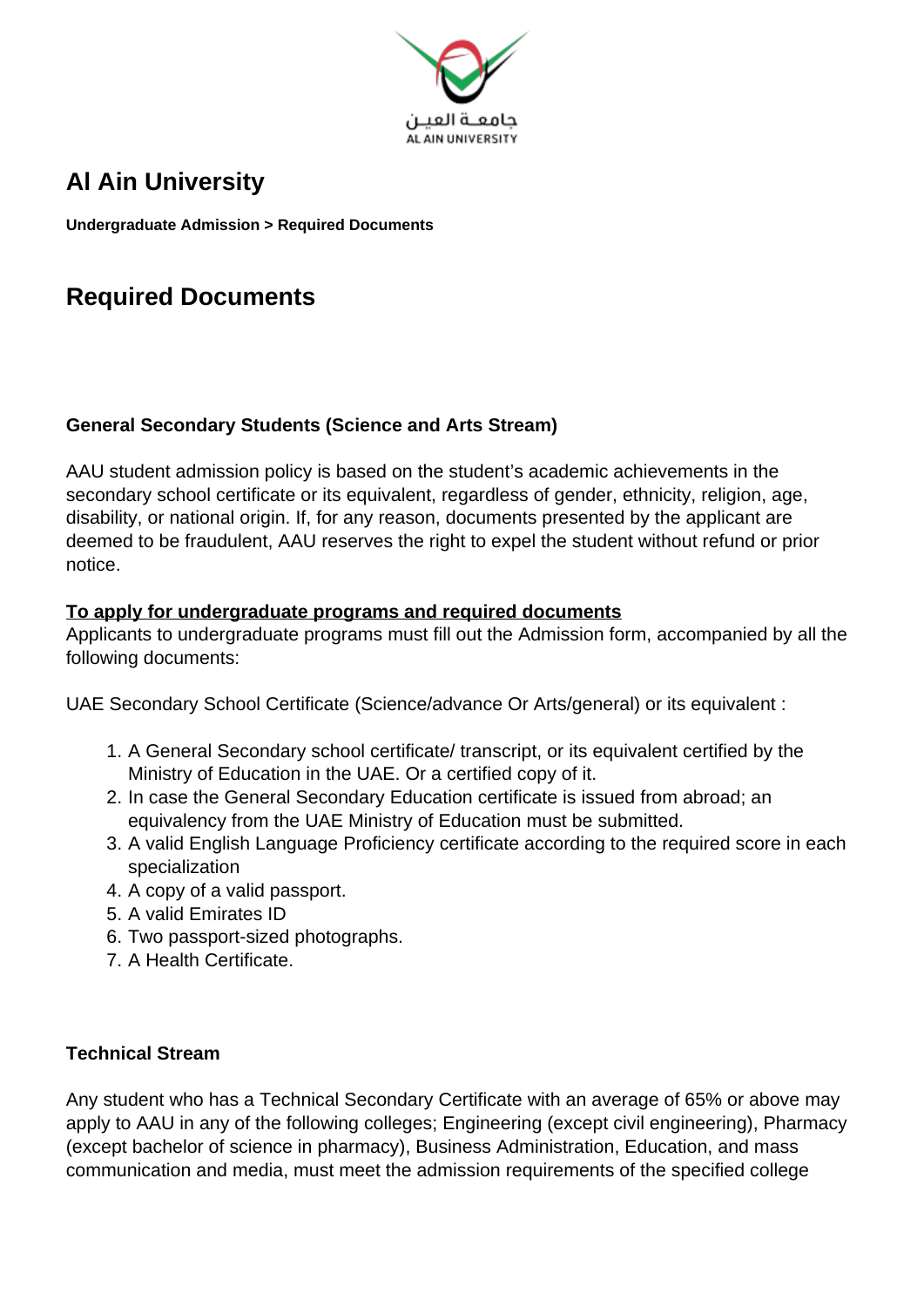# Al Ain University

**Undergraduate Admission > Required Documents**

## Required Documents

### General Secondary Students (Science and Arts Stream)

AAU student admission policy is based on the student's academic achievements in the secondary school certificate or its equivalent, regardless of gender, ethnicity, religion, age, disability, or national origin. If, for any reason, documents presented by the applicant are deemed to be fraudulent, AAU reserves the right to expel the student without refund or prior notice.

**To apply for undergraduate programs and required documents**
Applicants to undergraduate programs must fill out the Admission form, accompanied by all the following documents:

UAE Secondary School Certificate (Science/advance Or Arts/general) or its equivalent :

1. A General Secondary school certificate/ transcript, or its equivalent certified by the Ministry of Education in the UAE. Or a certified copy of it.
2. In case the General Secondary Education certificate is issued from abroad; an equivalency from the UAE Ministry of Education must be submitted.
3. A valid English Language Proficiency certificate according to the required score in each specialization
4. A copy of a valid passport.
5. A valid Emirates ID
6. Two passport-sized photographs.
7. A Health Certificate.

### Technical Stream

Any student who has a Technical Secondary Certificate with an average of 65% or above may apply to AAU in any of the following colleges; Engineering (except civil engineering), Pharmacy (except bachelor of science in pharmacy), Business Administration, Education, and mass communication and media, must meet the admission requirements of the specified college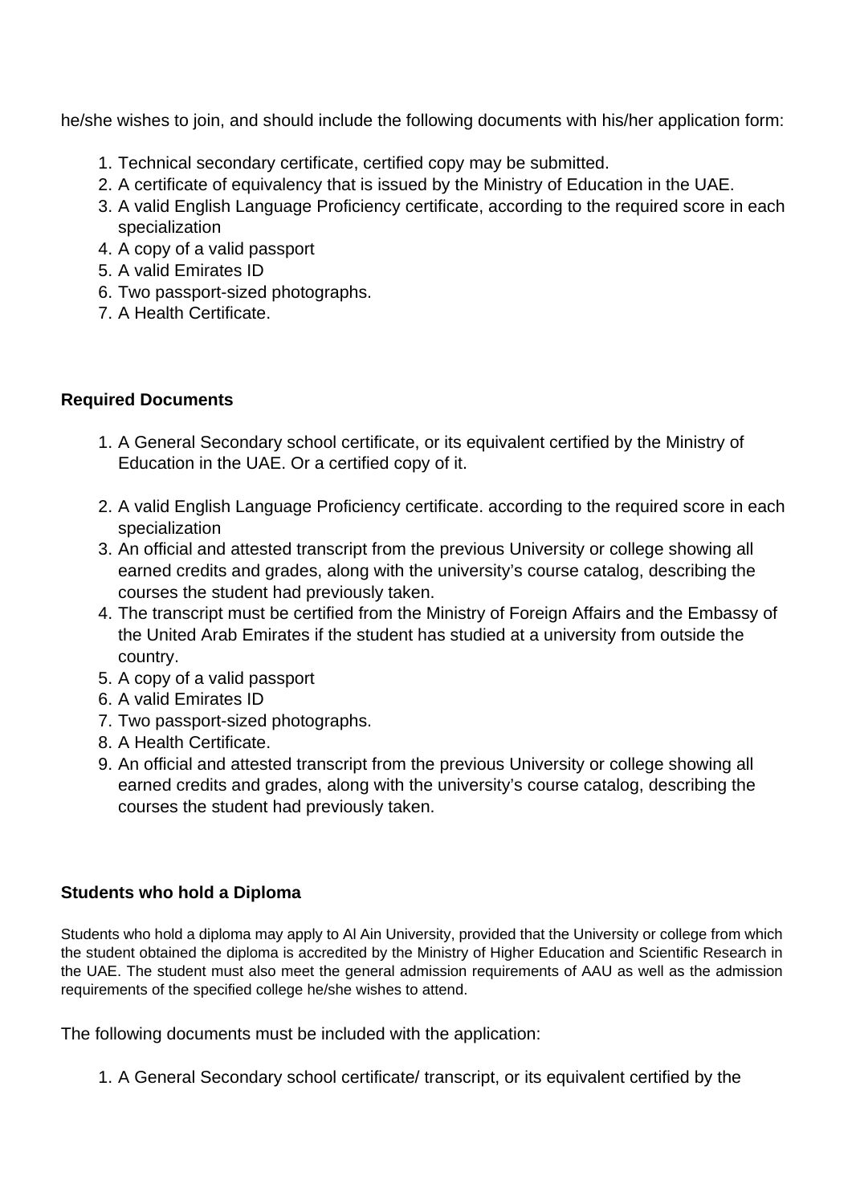he/she wishes to join, and should include the following documents with his/her application form:

1. Technical secondary certificate, certified copy may be submitted.
2. A certificate of equivalency that is issued by the Ministry of Education in the UAE.
3. A valid English Language Proficiency certificate, according to the required score in each specialization
4. A copy of a valid passport
5. A valid Emirates ID
6. Two passport-sized photographs.
7. A Health Certificate.

**Required Documents**

1. A General Secondary school certificate, or its equivalent certified by the Ministry of Education in the UAE. Or a certified copy of it.
2. A valid English Language Proficiency certificate. according to the required score in each specialization
3. An official and attested transcript from the previous University or college showing all earned credits and grades, along with the university's course catalog, describing the courses the student had previously taken.
4. The transcript must be certified from the Ministry of Foreign Affairs and the Embassy of the United Arab Emirates if the student has studied at a university from outside the country.
5. A copy of a valid passport
6. A valid Emirates ID
7. Two passport-sized photographs.
8. A Health Certificate.
9. An official and attested transcript from the previous University or college showing all earned credits and grades, along with the university's course catalog, describing the courses the student had previously taken.

**Students who hold a Diploma**

Students who hold a diploma may apply to Al Ain University, provided that the University or college from which the student obtained the diploma is accredited by the Ministry of Higher Education and Scientific Research in the UAE. The student must also meet the general admission requirements of AAU as well as the admission requirements of the specified college he/she wishes to attend.

The following documents must be included with the application:

1. A General Secondary school certificate/ transcript, or its equivalent certified by the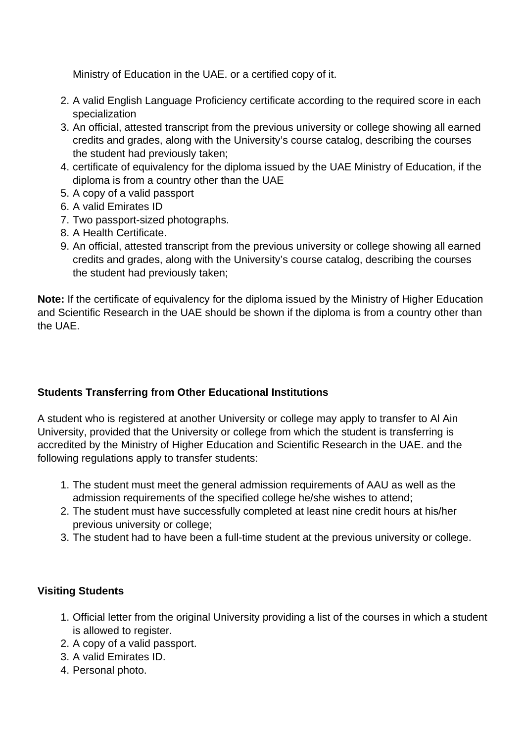Ministry of Education in the UAE. or a certified copy of it.

2. A valid English Language Proficiency certificate according to the required score in each specialization
3. An official, attested transcript from the previous university or college showing all earned credits and grades, along with the University's course catalog, describing the courses the student had previously taken;
4. certificate of equivalency for the diploma issued by the UAE Ministry of Education, if the diploma is from a country other than the UAE
5. A copy of a valid passport
6. A valid Emirates ID
7. Two passport-sized photographs.
8. A Health Certificate.
9. An official, attested transcript from the previous university or college showing all earned credits and grades, along with the University's course catalog, describing the courses the student had previously taken;

**Note:** If the certificate of equivalency for the diploma issued by the Ministry of Higher Education and Scientific Research in the UAE should be shown if the diploma is from a country other than the UAE.

**Students Transferring from Other Educational Institutions**

A student who is registered at another University or college may apply to transfer to Al Ain University, provided that the University or college from which the student is transferring is accredited by the Ministry of Higher Education and Scientific Research in the UAE. and the following regulations apply to transfer students:

1. The student must meet the general admission requirements of AAU as well as the admission requirements of the specified college he/she wishes to attend;
2. The student must have successfully completed at least nine credit hours at his/her previous university or college;
3. The student had to have been a full-time student at the previous university or college.

**Visiting Students**

1. Official letter from the original University providing a list of the courses in which a student is allowed to register.
2. A copy of a valid passport.
3. A valid Emirates ID.
4. Personal photo.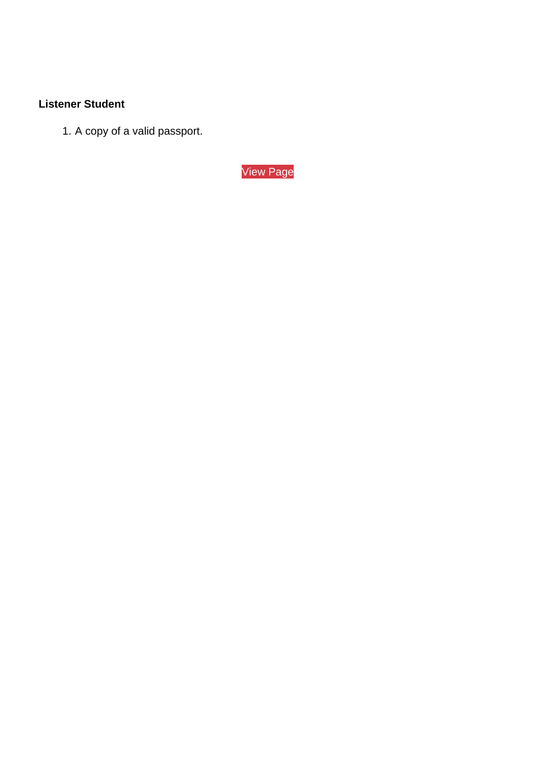**Listener Student**

1. A copy of a valid passport.

View Page